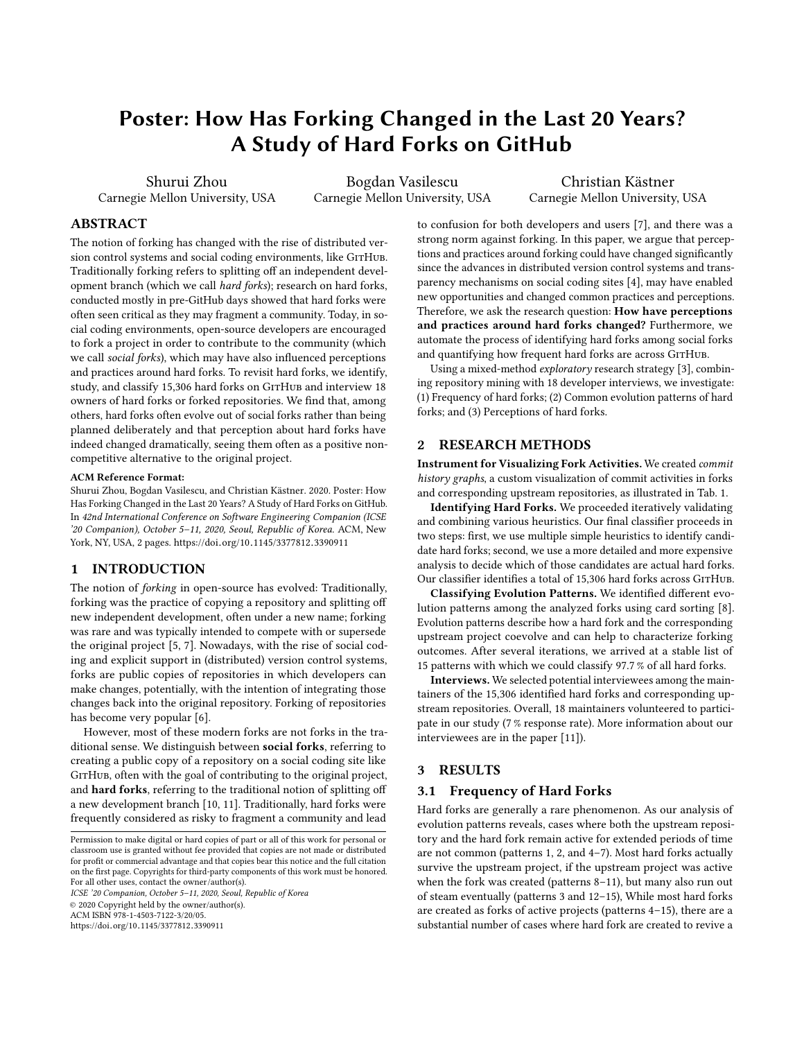# Poster: How Has Forking Changed in the Last 20 Years? A Study of Hard Forks on GitHub

Shurui Zhou
Carnegie Mellon University, USA

Bogdan Vasilescu
Carnegie Mellon University, USA

Christian Kästner
Carnegie Mellon University, USA

## ABSTRACT

The notion of forking has changed with the rise of distributed version control systems and social coding environments, like GitHub. Traditionally forking refers to splitting off an independent development branch (which we call *hard forks*); research on hard forks, conducted mostly in pre-GitHub days showed that hard forks were often seen critical as they may fragment a community. Today, in social coding environments, open-source developers are encouraged to fork a project in order to contribute to the community (which we call *social forks*), which may have also influenced perceptions and practices around hard forks. To revisit hard forks, we identify, study, and classify 15,306 hard forks on GitHub and interview 18 owners of hard forks or forked repositories. We find that, among others, hard forks often evolve out of social forks rather than being planned deliberately and that perception about hard forks have indeed changed dramatically, seeing them often as a positive non-competitive alternative to the original project.

**ACM Reference Format:**

Shurui Zhou, Bogdan Vasilescu, and Christian Kästner. 2020. Poster: How Has Forking Changed in the Last 20 Years? A Study of Hard Forks on GitHub. In *42nd International Conference on Software Engineering Companion (ICSE '20 Companion), October 5–11, 2020, Seoul, Republic of Korea.* ACM, New York, NY, USA, 2 pages. https://doi.org/10.1145/3377812.3390911

## 1 INTRODUCTION

The notion of *forking* in open-source has evolved: Traditionally, forking was the practice of copying a repository and splitting off new independent development, often under a new name; forking was rare and was typically intended to compete with or supersede the original project [5, 7]. Nowadays, with the rise of social coding and explicit support in (distributed) version control systems, forks are public copies of repositories in which developers can make changes, potentially, with the intention of integrating those changes back into the original repository. Forking of repositories has become very popular [6].

However, most of these modern forks are not forks in the traditional sense. We distinguish between **social forks**, referring to creating a public copy of a repository on a social coding site like GitHub, often with the goal of contributing to the original project, and **hard forks**, referring to the traditional notion of splitting off a new development branch [10, 11]. Traditionally, hard forks were frequently considered as risky to fragment a community and lead to confusion for both developers and users [7], and there was a strong norm against forking. In this paper, we argue that perceptions and practices around forking could have changed significantly since the advances in distributed version control systems and transparency mechanisms on social coding sites [4], may have enabled new opportunities and changed common practices and perceptions. Therefore, we ask the research question: **How have perceptions and practices around hard forks changed?** Furthermore, we automate the process of identifying hard forks among social forks and quantifying how frequent hard forks are across GitHub.

Using a mixed-method *exploratory* research strategy [3], combining repository mining with 18 developer interviews, we investigate: (1) Frequency of hard forks; (2) Common evolution patterns of hard forks; and (3) Perceptions of hard forks.

Permission to make digital or hard copies of part or all of this work for personal or classroom use is granted without fee provided that copies are not made or distributed for profit or commercial advantage and that copies bear this notice and the full citation on the first page. Copyrights for third-party components of this work must be honored. For all other uses, contact the owner/author(s).
*ICSE '20 Companion, October 5–11, 2020, Seoul, Republic of Korea*
© 2020 Copyright held by the owner/author(s).
ACM ISBN 978-1-4503-7122-3/20/05.
https://doi.org/10.1145/3377812.3390911

## 2 RESEARCH METHODS

**Instrument for Visualizing Fork Activities.** We created *commit history graphs*, a custom visualization of commit activities in forks and corresponding upstream repositories, as illustrated in Tab. 1.

**Identifying Hard Forks.** We proceeded iteratively validating and combining various heuristics. Our final classifier proceeds in two steps: first, we use multiple simple heuristics to identify candidate hard forks; second, we use a more detailed and more expensive analysis to decide which of those candidates are actual hard forks. Our classifier identifies a total of 15,306 hard forks across GitHub.

**Classifying Evolution Patterns.** We identified different evolution patterns among the analyzed forks using card sorting [8]. Evolution patterns describe how a hard fork and the corresponding upstream project coevolve and can help to characterize forking outcomes. After several iterations, we arrived at a stable list of 15 patterns with which we could classify 97.7 % of all hard forks.

**Interviews.** We selected potential interviewees among the maintainers of the 15,306 identified hard forks and corresponding upstream repositories. Overall, 18 maintainers volunteered to participate in our study (7 % response rate). More information about our interviewees are in the paper [11]).

## 3 RESULTS

### 3.1 Frequency of Hard Forks

Hard forks are generally a rare phenomenon. As our analysis of evolution patterns reveals, cases where both the upstream repository and the hard fork remain active for extended periods of time are not common (patterns 1, 2, and 4–7). Most hard forks actually survive the upstream project, if the upstream project was active when the fork was created (patterns 8–11), but many also run out of steam eventually (patterns 3 and 12–15), While most hard forks are created as forks of active projects (patterns 4–15), there are a substantial number of cases where hard fork are created to revive a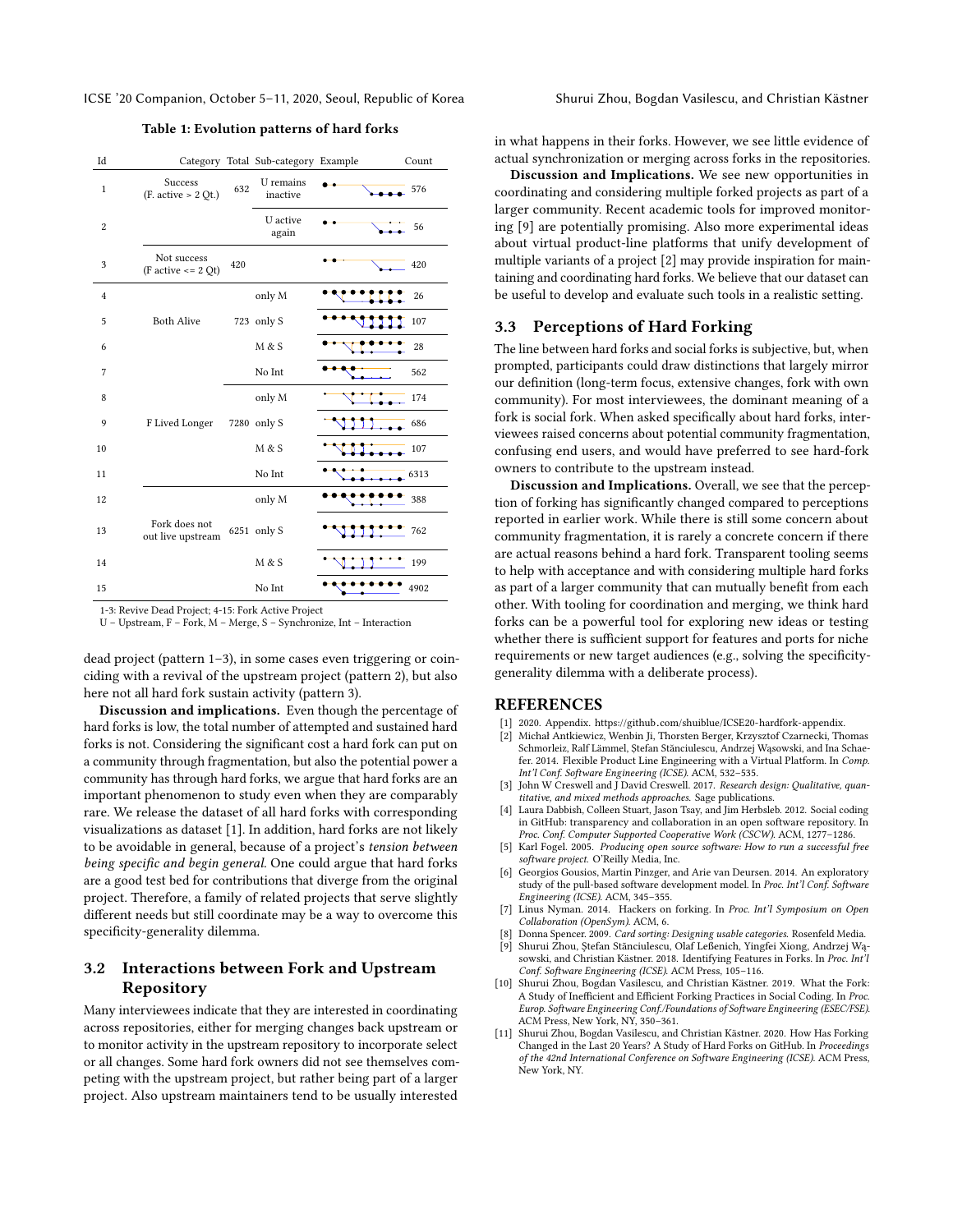**Table 1: Evolution patterns of hard forks**

| Id | Category | Total | Sub-category | Example | Count |
|---|---|---|---|---|---|
| 1 | Success (F. active > 2 Qt.) | 632 | U remains inactive | | 576 |
| 2 | | | U active again | | 56 |
| 3 | Not success (F active <= 2 Qt) | 420 | | | 420 |
| 4 | Both Alive | 723 | only M | | 26 |
| 5 | | | only S | | 107 |
| 6 | | | M & S | | 28 |
| 7 | | | No Int | | 562 |
| 8 | F Lived Longer | 7280 | only M | | 174 |
| 9 | | | only S | | 686 |
| 10 | | | M & S | | 107 |
| 11 | | | No Int | | 6313 |
| 12 | Fork does not out live upstream | 6251 | only M | | 388 |
| 13 | | | only S | | 762 |
| 14 | | | M & S | | 199 |
| 15 | | | No Int | | 4902 |

1-3: Revive Dead Project; 4-15: Fork Active Project
U – Upstream, F – Fork, M – Merge, S – Synchronize, Int – Interaction

dead project (pattern 1–3), in some cases even triggering or coinciding with a revival of the upstream project (pattern 2), but also here not all hard fork sustain activity (pattern 3).

**Discussion and implications.** Even though the percentage of hard forks is low, the total number of attempted and sustained hard forks is not. Considering the significant cost a hard fork can put on a community through fragmentation, but also the potential power a community has through hard forks, we argue that hard forks are an important phenomenon to study even when they are comparably rare. We release the dataset of all hard forks with corresponding visualizations as dataset [1]. In addition, hard forks are not likely to be avoidable in general, because of a project's *tension between being specific and begin general*. One could argue that hard forks are a good test bed for contributions that diverge from the original project. Therefore, a family of related projects that serve slightly different needs but still coordinate may be a way to overcome this specificity-generality dilemma.

## 3.2 Interactions between Fork and Upstream Repository

Many interviewees indicate that they are interested in coordinating across repositories, either for merging changes back upstream or to monitor activity in the upstream repository to incorporate select or all changes. Some hard fork owners did not see themselves competing with the upstream project, but rather being part of a larger project. Also upstream maintainers tend to be usually interested in what happens in their forks. However, we see little evidence of actual synchronization or merging across forks in the repositories.

**Discussion and Implications.** We see new opportunities in coordinating and considering multiple forked projects as part of a larger community. Recent academic tools for improved monitoring [9] are potentially promising. Also more experimental ideas about virtual product-line platforms that unify development of multiple variants of a project [2] may provide inspiration for maintaining and coordinating hard forks. We believe that our dataset can be useful to develop and evaluate such tools in a realistic setting.

## 3.3 Perceptions of Hard Forking

The line between hard forks and social forks is subjective, but, when prompted, participants could draw distinctions that largely mirror our definition (long-term focus, extensive changes, fork with own community). For most interviewees, the dominant meaning of a fork is social fork. When asked specifically about hard forks, interviewees raised concerns about potential community fragmentation, confusing end users, and would have preferred to see hard-fork owners to contribute to the upstream instead.

**Discussion and Implications.** Overall, we see that the perception of forking has significantly changed compared to perceptions reported in earlier work. While there is still some concern about community fragmentation, it is rarely a concrete concern if there are actual reasons behind a hard fork. Transparent tooling seems to help with acceptance and with considering multiple hard forks as part of a larger community that can mutually benefit from each other. With tooling for coordination and merging, we think hard forks can be a powerful tool for exploring new ideas or testing whether there is sufficient support for features and ports for niche requirements or new target audiences (e.g., solving the specificity-generality dilemma with a deliberate process).

## REFERENCES

[1] 2020. Appendix. https://github.com/shuiblue/ICSE20-hardfork-appendix.
[2] Michał Antkiewicz, Wenbin Ji, Thorsten Berger, Krzysztof Czarnecki, Thomas Schmorleiz, Ralf Lämmel, Ștefan Stănciulescu, Andrzej Wąsowski, and Ina Schaefer. 2014. Flexible Product Line Engineering with a Virtual Platform. In *Comp. Int'l Conf. Software Engineering (ICSE)*. ACM, 532–535.
[3] John W Creswell and J David Creswell. 2017. *Research design: Qualitative, quantitative, and mixed methods approaches*. Sage publications.
[4] Laura Dabbish, Colleen Stuart, Jason Tsay, and Jim Herbsleb. 2012. Social coding in GitHub: transparency and collaboration in an open software repository. In *Proc. Conf. Computer Supported Cooperative Work (CSCW)*. ACM, 1277–1286.
[5] Karl Fogel. 2005. *Producing open source software: How to run a successful free software project*. O'Reilly Media, Inc.
[6] Georgios Gousios, Martin Pinzger, and Arie van Deursen. 2014. An exploratory study of the pull-based software development model. In *Proc. Int'l Conf. Software Engineering (ICSE)*. ACM, 345–355.
[7] Linus Nyman. 2014. Hackers on forking. In *Proc. Int'l Symposium on Open Collaboration (OpenSym)*. ACM, 6.
[8] Donna Spencer. 2009. *Card sorting: Designing usable categories*. Rosenfeld Media.
[9] Shurui Zhou, Ștefan Stănciulescu, Olaf Leßenich, Yingfei Xiong, Andrzej Wąsowski, and Christian Kästner. 2018. Identifying Features in Forks. In *Proc. Int'l Conf. Software Engineering (ICSE)*. ACM Press, 105–116.
[10] Shurui Zhou, Bogdan Vasilescu, and Christian Kästner. 2019. What the Fork: A Study of Inefficient and Efficient Forking Practices in Social Coding. In *Proc. Europ. Software Engineering Conf./Foundations of Software Engineering (ESEC/FSE)*. ACM Press, New York, NY, 350–361.
[11] Shurui Zhou, Bogdan Vasilescu, and Christian Kästner. 2020. How Has Forking Changed in the Last 20 Years? A Study of Hard Forks on GitHub. In *Proceedings of the 42nd International Conference on Software Engineering (ICSE)*. ACM Press, New York, NY.